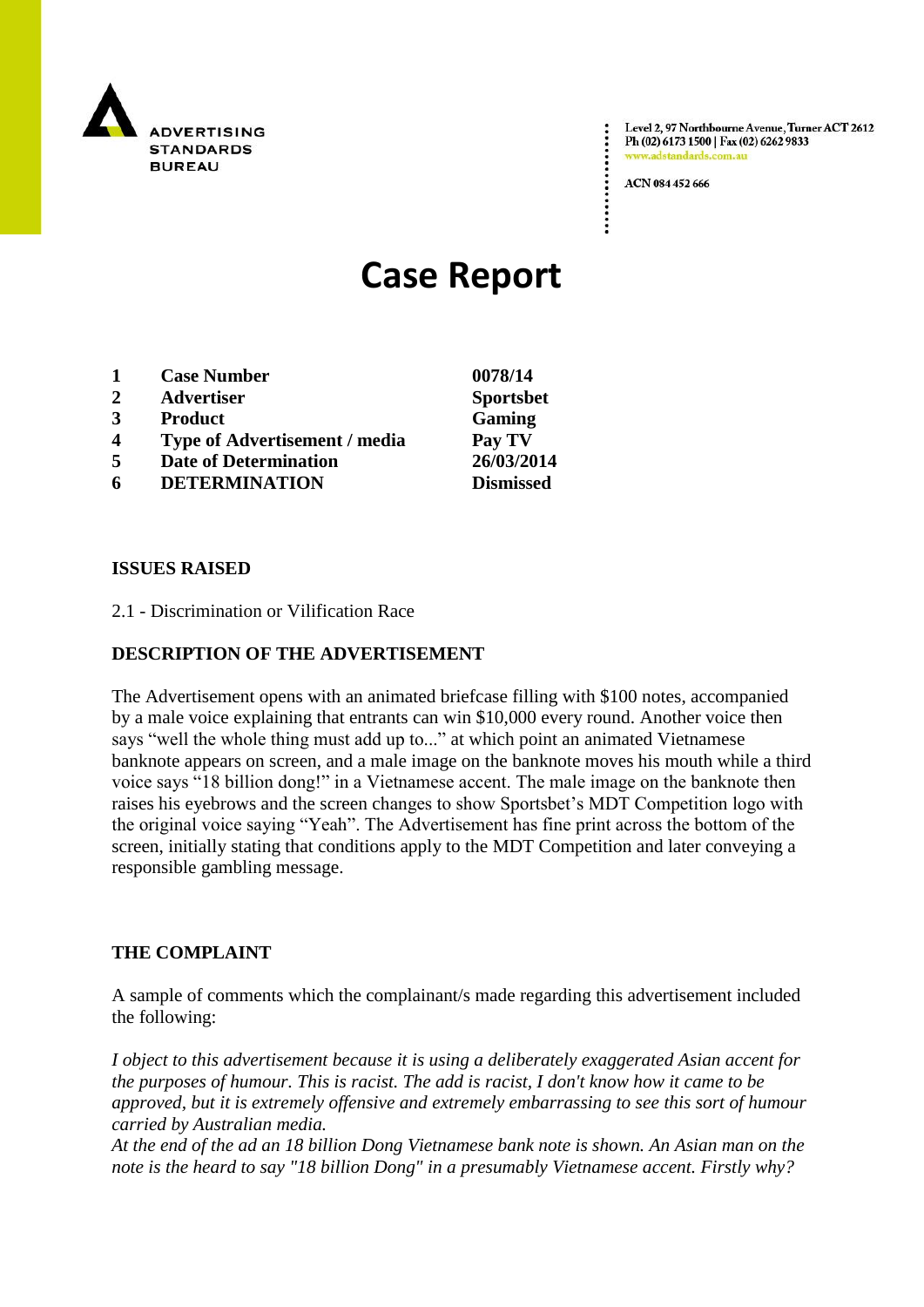ADVERTISING STANDARDS BUREAU

Level 2, 97 Northbourne Avenue, Turner ACT 2612
Ph (02) 6173 1500 | Fax (02) 6262 9833
www.adstandards.com.au

ACN 084 452 666

# Case Report

| | | |
|---|---|---|
| 1 | **Case Number** | **0078/14** |
| 2 | **Advertiser** | **Sportsbet** |
| 3 | **Product** | **Gaming** |
| 4 | **Type of Advertisement / media** | **Pay TV** |
| 5 | **Date of Determination** | **26/03/2014** |
| 6 | **DETERMINATION** | **Dismissed** |

## ISSUES RAISED

2.1 - Discrimination or Vilification Race

## DESCRIPTION OF THE ADVERTISEMENT

The Advertisement opens with an animated briefcase filling with $100 notes, accompanied by a male voice explaining that entrants can win $10,000 every round. Another voice then says "well the whole thing must add up to..." at which point an animated Vietnamese banknote appears on screen, and a male image on the banknote moves his mouth while a third voice says "18 billion dong!" in a Vietnamese accent. The male image on the banknote then raises his eyebrows and the screen changes to show Sportsbet's MDT Competition logo with the original voice saying "Yeah". The Advertisement has fine print across the bottom of the screen, initially stating that conditions apply to the MDT Competition and later conveying a responsible gambling message.

## THE COMPLAINT

A sample of comments which the complainant/s made regarding this advertisement included the following:

*I object to this advertisement because it is using a deliberately exaggerated Asian accent for the purposes of humour. This is racist. The add is racist, I don't know how it came to be approved, but it is extremely offensive and extremely embarrassing to see this sort of humour carried by Australian media.*

*At the end of the ad an 18 billion Dong Vietnamese bank note is shown. An Asian man on the note is the heard to say "18 billion Dong" in a presumably Vietnamese accent. Firstly why?*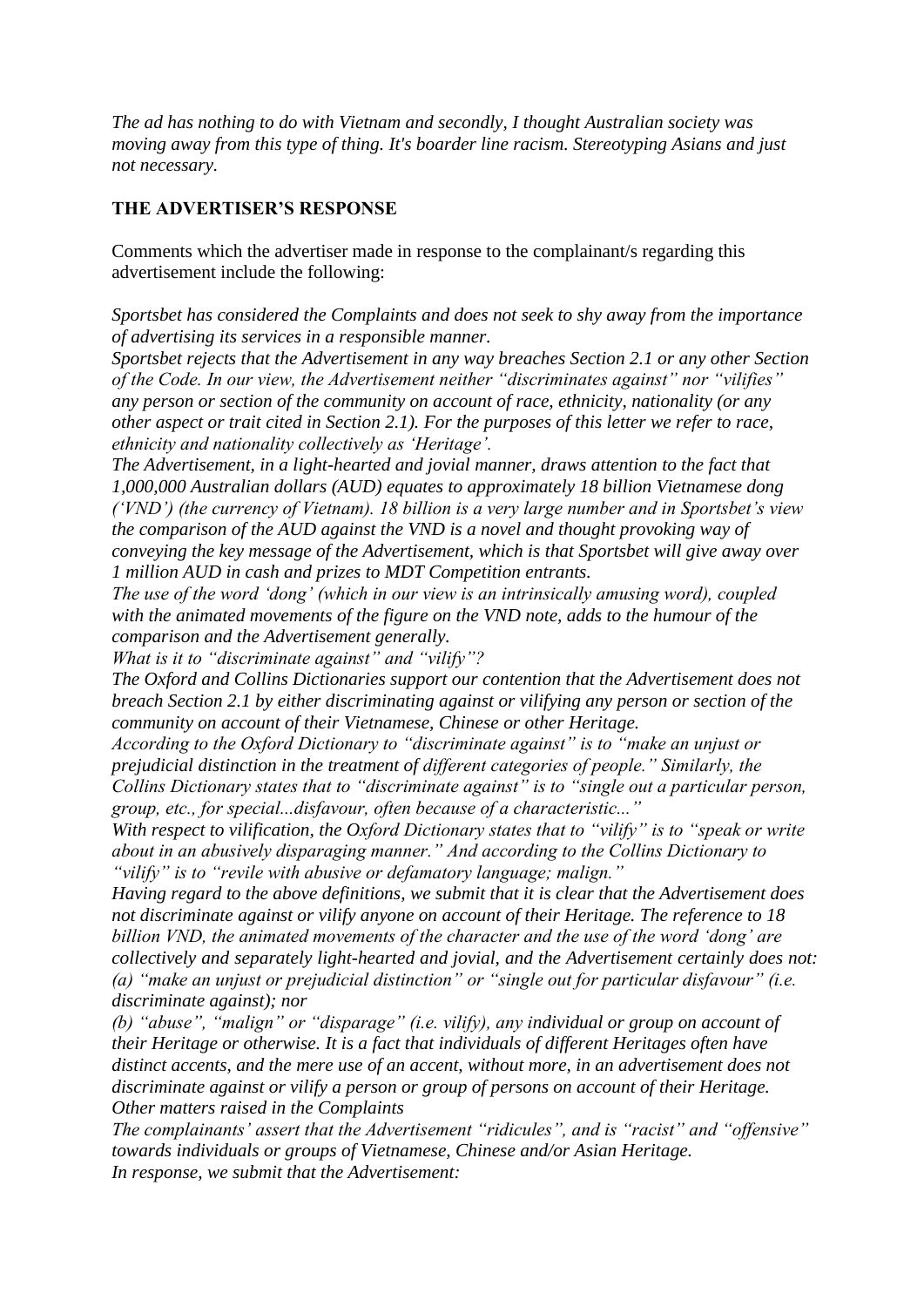*The ad has nothing to do with Vietnam and secondly, I thought Australian society was moving away from this type of thing. It's boarder line racism. Stereotyping Asians and just not necessary.*

## THE ADVERTISER'S RESPONSE

Comments which the advertiser made in response to the complainant/s regarding this advertisement include the following:

*Sportsbet has considered the Complaints and does not seek to shy away from the importance of advertising its services in a responsible manner.*

*Sportsbet rejects that the Advertisement in any way breaches Section 2.1 or any other Section of the Code. In our view, the Advertisement neither "discriminates against" nor "vilifies" any person or section of the community on account of race, ethnicity, nationality (or any other aspect or trait cited in Section 2.1). For the purposes of this letter we refer to race, ethnicity and nationality collectively as 'Heritage'.*

*The Advertisement, in a light-hearted and jovial manner, draws attention to the fact that 1,000,000 Australian dollars (AUD) equates to approximately 18 billion Vietnamese dong ('VND') (the currency of Vietnam). 18 billion is a very large number and in Sportsbet's view the comparison of the AUD against the VND is a novel and thought provoking way of conveying the key message of the Advertisement, which is that Sportsbet will give away over 1 million AUD in cash and prizes to MDT Competition entrants.*

*The use of the word 'dong' (which in our view is an intrinsically amusing word), coupled with the animated movements of the figure on the VND note, adds to the humour of the comparison and the Advertisement generally.*

*What is it to "discriminate against" and "vilify"?*

*The Oxford and Collins Dictionaries support our contention that the Advertisement does not breach Section 2.1 by either discriminating against or vilifying any person or section of the community on account of their Vietnamese, Chinese or other Heritage.*

*According to the Oxford Dictionary to "discriminate against" is to "make an unjust or prejudicial distinction in the treatment of different categories of people." Similarly, the Collins Dictionary states that to "discriminate against" is to "single out a particular person, group, etc., for special...disfavour, often because of a characteristic..."*

*With respect to vilification, the Oxford Dictionary states that to "vilify" is to "speak or write about in an abusively disparaging manner." And according to the Collins Dictionary to "vilify" is to "revile with abusive or defamatory language; malign."*

*Having regard to the above definitions, we submit that it is clear that the Advertisement does not discriminate against or vilify anyone on account of their Heritage. The reference to 18 billion VND, the animated movements of the character and the use of the word 'dong' are collectively and separately light-hearted and jovial, and the Advertisement certainly does not:*

*(a) "make an unjust or prejudicial distinction" or "single out for particular disfavour" (i.e. discriminate against); nor*

*(b) "abuse", "malign" or "disparage" (i.e. vilify), any individual or group on account of their Heritage or otherwise. It is a fact that individuals of different Heritages often have distinct accents, and the mere use of an accent, without more, in an advertisement does not discriminate against or vilify a person or group of persons on account of their Heritage.*

*Other matters raised in the Complaints*

*The complainants' assert that the Advertisement "ridicules", and is "racist" and "offensive" towards individuals or groups of Vietnamese, Chinese and/or Asian Heritage.*

*In response, we submit that the Advertisement:*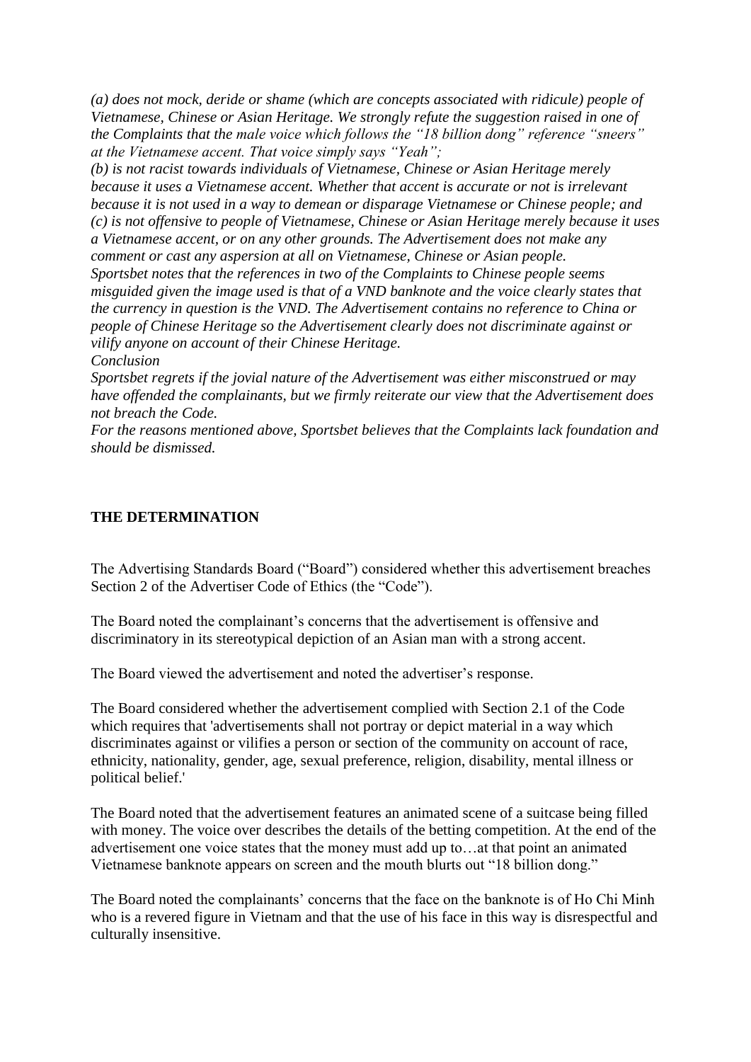*(a) does not mock, deride or shame (which are concepts associated with ridicule) people of Vietnamese, Chinese or Asian Heritage. We strongly refute the suggestion raised in one of the Complaints that the male voice which follows the "18 billion dong" reference "sneers" at the Vietnamese accent. That voice simply says "Yeah";*

*(b) is not racist towards individuals of Vietnamese, Chinese or Asian Heritage merely because it uses a Vietnamese accent. Whether that accent is accurate or not is irrelevant because it is not used in a way to demean or disparage Vietnamese or Chinese people; and*

*(c) is not offensive to people of Vietnamese, Chinese or Asian Heritage merely because it uses a Vietnamese accent, or on any other grounds. The Advertisement does not make any comment or cast any aspersion at all on Vietnamese, Chinese or Asian people.*

*Sportsbet notes that the references in two of the Complaints to Chinese people seems misguided given the image used is that of a VND banknote and the voice clearly states that the currency in question is the VND. The Advertisement contains no reference to China or people of Chinese Heritage so the Advertisement clearly does not discriminate against or vilify anyone on account of their Chinese Heritage.*

*Conclusion*

*Sportsbet regrets if the jovial nature of the Advertisement was either misconstrued or may have offended the complainants, but we firmly reiterate our view that the Advertisement does not breach the Code.*

*For the reasons mentioned above, Sportsbet believes that the Complaints lack foundation and should be dismissed.*

## THE DETERMINATION

The Advertising Standards Board ("Board") considered whether this advertisement breaches Section 2 of the Advertiser Code of Ethics (the "Code").

The Board noted the complainant's concerns that the advertisement is offensive and discriminatory in its stereotypical depiction of an Asian man with a strong accent.

The Board viewed the advertisement and noted the advertiser's response.

The Board considered whether the advertisement complied with Section 2.1 of the Code which requires that 'advertisements shall not portray or depict material in a way which discriminates against or vilifies a person or section of the community on account of race, ethnicity, nationality, gender, age, sexual preference, religion, disability, mental illness or political belief.'

The Board noted that the advertisement features an animated scene of a suitcase being filled with money. The voice over describes the details of the betting competition. At the end of the advertisement one voice states that the money must add up to…at that point an animated Vietnamese banknote appears on screen and the mouth blurts out "18 billion dong."

The Board noted the complainants' concerns that the face on the banknote is of Ho Chi Minh who is a revered figure in Vietnam and that the use of his face in this way is disrespectful and culturally insensitive.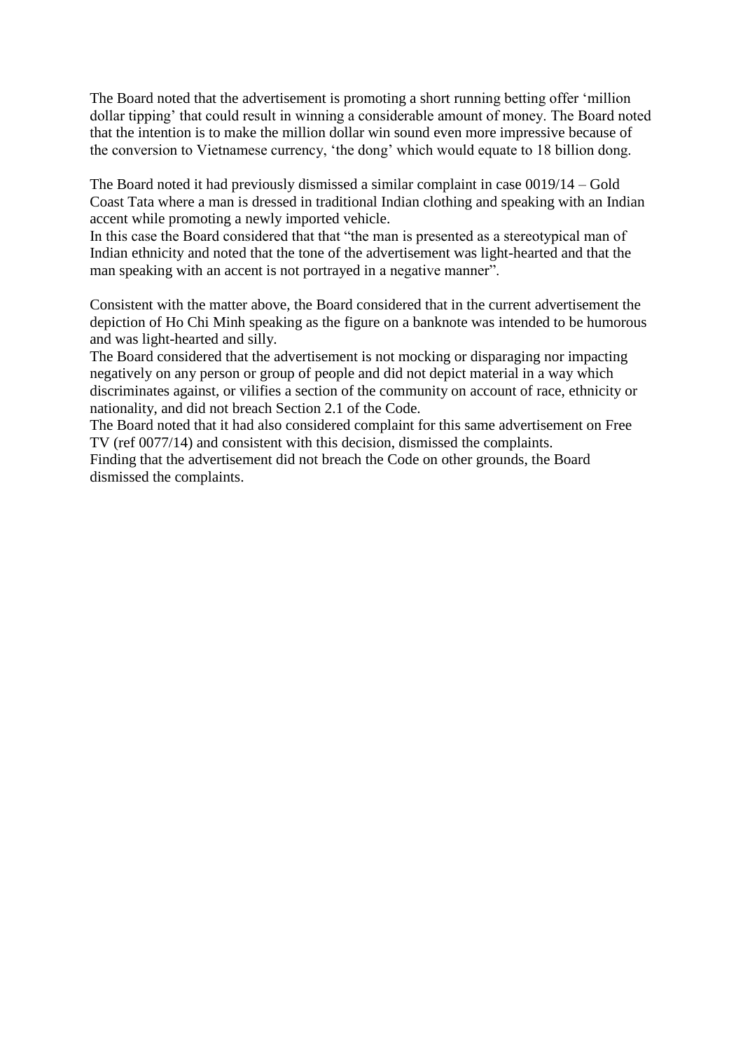The Board noted that the advertisement is promoting a short running betting offer ‘million dollar tipping’ that could result in winning a considerable amount of money. The Board noted that the intention is to make the million dollar win sound even more impressive because of the conversion to Vietnamese currency, ‘the dong’ which would equate to 18 billion dong.

The Board noted it had previously dismissed a similar complaint in case 0019/14 – Gold Coast Tata where a man is dressed in traditional Indian clothing and speaking with an Indian accent while promoting a newly imported vehicle.
In this case the Board considered that that “the man is presented as a stereotypical man of Indian ethnicity and noted that the tone of the advertisement was light-hearted and that the man speaking with an accent is not portrayed in a negative manner”.

Consistent with the matter above, the Board considered that in the current advertisement the depiction of Ho Chi Minh speaking as the figure on a banknote was intended to be humorous and was light-hearted and silly.
The Board considered that the advertisement is not mocking or disparaging nor impacting negatively on any person or group of people and did not depict material in a way which discriminates against, or vilifies a section of the community on account of race, ethnicity or nationality, and did not breach Section 2.1 of the Code.
The Board noted that it had also considered complaint for this same advertisement on Free TV (ref 0077/14) and consistent with this decision, dismissed the complaints.
Finding that the advertisement did not breach the Code on other grounds, the Board dismissed the complaints.